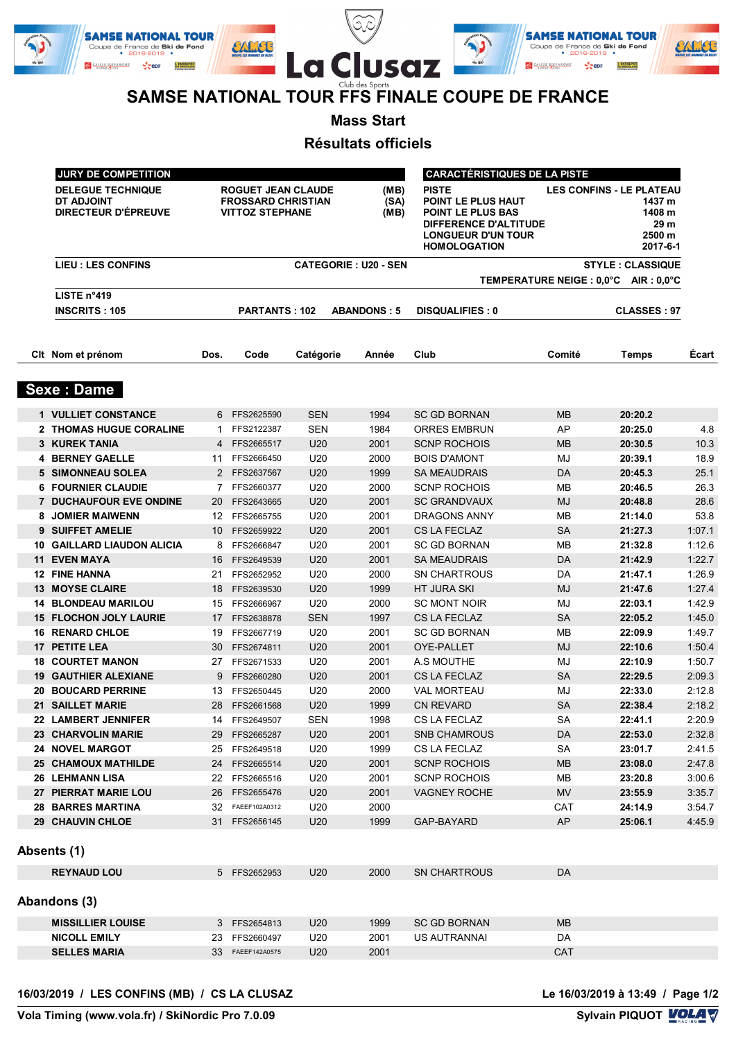# SAMSE NATIONAL TOUR FFS FINALE COUPE DE FRANCE

## Mass Start

## Résultats officiels

| JURY DE COMPETITION | | |
|---|---|---|
| DELEGUE TECHNIQUE | ROGUET JEAN CLAUDE | (MB) |
| DT ADJOINT | FROSSARD CHRISTIAN | (SA) |
| DIRECTEUR D'ÉPREUVE | VITTOZ STEPHANE | (MB) |

| CARACTÉRISTIQUES DE LA PISTE | |
|---|---|
| PISTE | LES CONFINS - LE PLATEAU |
| POINT LE PLUS HAUT | 1437 m |
| POINT LE PLUS BAS | 1408 m |
| DIFFERENCE D'ALTITUDE | 29 m |
| LONGUEUR D'UN TOUR | 2500 m |
| HOMOLOGATION | 2017-6-1 |

LIEU : LES CONFINS — CATEGORIE : U20 - SEN — STYLE : CLASSIQUE

TEMPERATURE NEIGE : 0,0°C AIR : 0,0°C

LISTE n°419

INSCRITS : 105 — PARTANTS : 102 — ABANDONS : 5 — DISQUALIFIES : 0 — CLASSES : 97

## Sexe : Dame

| Clt | Nom et prénom | Dos. | Code | Catégorie | Année | Club | Comité | Temps | Écart |
|---|---|---|---|---|---|---|---|---|---|
| 1 | VULLIET CONSTANCE | 6 | FFS2625590 | SEN | 1994 | SC GD BORNAN | MB | 20:20.2 | |
| 2 | THOMAS HUGUE CORALINE | 1 | FFS2122387 | SEN | 1984 | ORRES EMBRUN | AP | 20:25.0 | 4.8 |
| 3 | KUREK TANIA | 4 | FFS2665517 | U20 | 2001 | SCNP ROCHOIS | MB | 20:30.5 | 10.3 |
| 4 | BERNEY GAELLE | 11 | FFS2666450 | U20 | 2000 | BOIS D'AMONT | MJ | 20:39.1 | 18.9 |
| 5 | SIMONNEAU SOLEA | 2 | FFS2637567 | U20 | 1999 | SA MEAUDRAIS | DA | 20:45.3 | 25.1 |
| 6 | FOURNIER CLAUDIE | 7 | FFS2660377 | U20 | 2000 | SCNP ROCHOIS | MB | 20:46.5 | 26.3 |
| 7 | DUCHAUFOUR EVE ONDINE | 20 | FFS2643665 | U20 | 2001 | SC GRANDVAUX | MJ | 20:48.8 | 28.6 |
| 8 | JOMIER MAIWENN | 12 | FFS2665755 | U20 | 2001 | DRAGONS ANNY | MB | 21:14.0 | 53.8 |
| 9 | SUIFFET AMELIE | 10 | FFS2659922 | U20 | 2001 | CS LA FECLAZ | SA | 21:27.3 | 1:07.1 |
| 10 | GAILLARD LIAUDON ALICIA | 8 | FFS2666847 | U20 | 2001 | SC GD BORNAN | MB | 21:32.8 | 1:12.6 |
| 11 | EVEN MAYA | 16 | FFS2649539 | U20 | 2001 | SA MEAUDRAIS | DA | 21:42.9 | 1:22.7 |
| 12 | FINE HANNA | 21 | FFS2652952 | U20 | 2000 | SN CHARTROUS | DA | 21:47.1 | 1:26.9 |
| 13 | MOYSE CLAIRE | 18 | FFS2639530 | U20 | 1999 | HT JURA SKI | MJ | 21:47.6 | 1:27.4 |
| 14 | BLONDEAU MARILOU | 15 | FFS2666967 | U20 | 2000 | SC MONT NOIR | MJ | 22:03.1 | 1:42.9 |
| 15 | FLOCHON JOLY LAURIE | 17 | FFS2638878 | SEN | 1997 | CS LA FECLAZ | SA | 22:05.2 | 1:45.0 |
| 16 | RENARD CHLOE | 19 | FFS2667719 | U20 | 2001 | SC GD BORNAN | MB | 22:09.9 | 1:49.7 |
| 17 | PETITE LEA | 30 | FFS2674811 | U20 | 2001 | OYE-PALLET | MJ | 22:10.6 | 1:50.4 |
| 18 | COURTET MANON | 27 | FFS2671533 | U20 | 2001 | A.S MOUTHE | MJ | 22:10.9 | 1:50.7 |
| 19 | GAUTHIER ALEXIANE | 9 | FFS2660280 | U20 | 2001 | CS LA FECLAZ | SA | 22:29.5 | 2:09.3 |
| 20 | BOUCARD PERRINE | 13 | FFS2650445 | U20 | 2000 | VAL MORTEAU | MJ | 22:33.0 | 2:12.8 |
| 21 | SAILLET MARIE | 28 | FFS2661568 | U20 | 1999 | CN REVARD | SA | 22:38.4 | 2:18.2 |
| 22 | LAMBERT JENNIFER | 14 | FFS2649507 | SEN | 1998 | CS LA FECLAZ | SA | 22:41.1 | 2:20.9 |
| 23 | CHARVOLIN MARIE | 29 | FFS2665287 | U20 | 2001 | SNB CHAMROUS | DA | 22:53.0 | 2:32.8 |
| 24 | NOVEL MARGOT | 25 | FFS2649518 | U20 | 1999 | CS LA FECLAZ | SA | 23:01.7 | 2:41.5 |
| 25 | CHAMOUX MATHILDE | 24 | FFS2665514 | U20 | 2001 | SCNP ROCHOIS | MB | 23:08.0 | 2:47.8 |
| 26 | LEHMANN LISA | 22 | FFS2665516 | U20 | 2001 | SCNP ROCHOIS | MB | 23:20.8 | 3:00.6 |
| 27 | PIERRAT MARIE LOU | 26 | FFS2655476 | U20 | 2001 | VAGNEY ROCHE | MV | 23:55.9 | 3:35.7 |
| 28 | BARRES MARTINA | 32 | FAEEF102A0312 | U20 | 2000 | | CAT | 24:14.9 | 3:54.7 |
| 29 | CHAUVIN CHLOE | 31 | FFS2656145 | U20 | 1999 | GAP-BAYARD | AP | 25:06.1 | 4:45.9 |

### Absents (1)

| Nom et prénom | Dos. | Code | Catégorie | Année | Club | Comité |
|---|---|---|---|---|---|---|
| REYNAUD LOU | 5 | FFS2652953 | U20 | 2000 | SN CHARTROUS | DA |

### Abandons (3)

| Nom et prénom | Dos. | Code | Catégorie | Année | Club | Comité |
|---|---|---|---|---|---|---|
| MISSILLIER LOUISE | 3 | FFS2654813 | U20 | 1999 | SC GD BORNAN | MB |
| NICOLL EMILY | 23 | FFS2660497 | U20 | 2001 | US AUTRANNAI | DA |
| SELLES MARIA | 33 | FAEEF142A0575 | U20 | 2001 | | CAT |

16/03/2019 / LES CONFINS (MB) / CS LA CLUSAZ — Le 16/03/2019 à 13:49

Vola Timing (www.vola.fr) / SkiNordic Pro 7.0.09 — Sylvain PIQUOT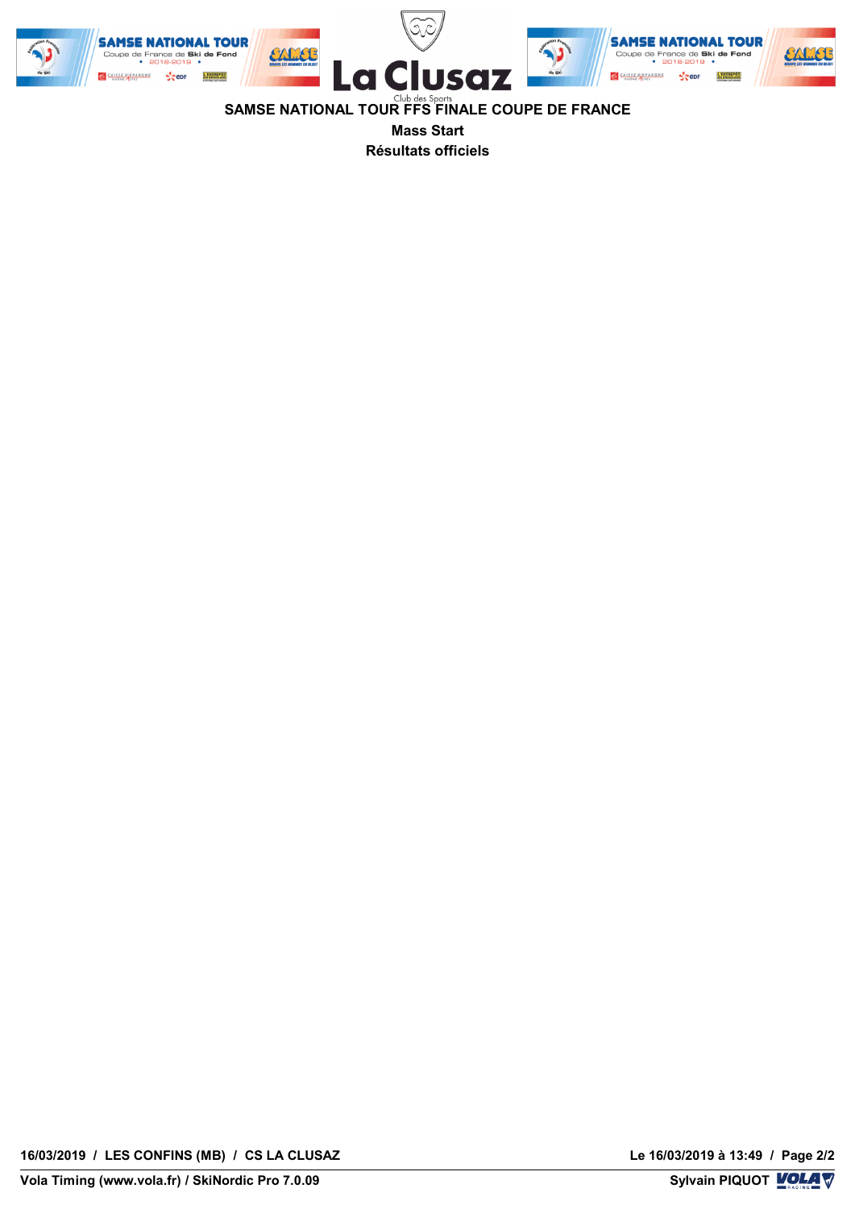**SAMSE NATIONAL TOUR FFS FINALE COUPE DE FRANCE**

**Mass Start**

**Résultats officiels**